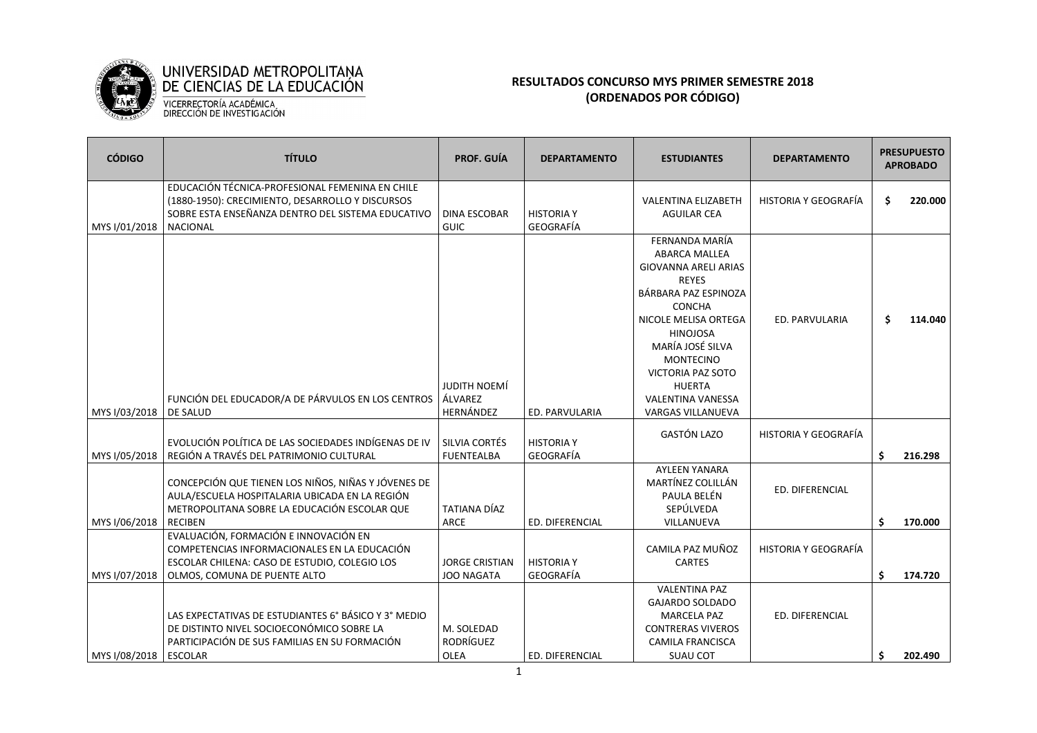UNIVERSIDAD METROPOLITANA DE CIENCIAS DE LA EDUCACIÓN
VICERRECTORÍA ACADÉMICA
DIRECCIÓN DE INVESTIGACIÓN

## RESULTADOS CONCURSO MYS PRIMER SEMESTRE 2018
## (ORDENADOS POR CÓDIGO)

| CÓDIGO | TÍTULO | PROF. GUÍA | DEPARTAMENTO | ESTUDIANTES | DEPARTAMENTO | PRESUPUESTO APROBADO |
|---|---|---|---|---|---|---|
| MYS I/01/2018 | EDUCACIÓN TÉCNICA-PROFESIONAL FEMENINA EN CHILE (1880-1950): CRECIMIENTO, DESARROLLO Y DISCURSOS SOBRE ESTA ENSEÑANZA DENTRO DEL SISTEMA EDUCATIVO NACIONAL | DINA ESCOBAR GUIC | HISTORIA Y GEOGRAFÍA | VALENTINA ELIZABETH AGUILAR CEA | HISTORIA Y GEOGRAFÍA | $ 220.000 |
| MYS I/03/2018 | FUNCIÓN DEL EDUCADOR/A DE PÁRVULOS EN LOS CENTROS DE SALUD | JUDITH NOEMÍ ÁLVAREZ HERNÁNDEZ | ED. PARVULARIA | FERNANDA MARÍA ABARCA MALLEA<br>GIOVANNA ARELI ARIAS REYES<br>BÁRBARA PAZ ESPINOZA CONCHA<br>NICOLE MELISA ORTEGA HINOJOSA<br>MARÍA JOSÉ SILVA MONTECINO<br>VICTORIA PAZ SOTO HUERTA<br>VALENTINA VANESSA VARGAS VILLANUEVA | ED. PARVULARIA | $ 114.040 |
| MYS I/05/2018 | EVOLUCIÓN POLÍTICA DE LAS SOCIEDADES INDÍGENAS DE IV REGIÓN A TRAVÉS DEL PATRIMONIO CULTURAL | SILVIA CORTÉS FUENTEALBA | HISTORIA Y GEOGRAFÍA | GASTÓN LAZO | HISTORIA Y GEOGRAFÍA | $ 216.298 |
| MYS I/06/2018 | CONCEPCIÓN QUE TIENEN LOS NIÑOS, NIÑAS Y JÓVENES DE AULA/ESCUELA HOSPITALARIA UBICADA EN LA REGIÓN METROPOLITANA SOBRE LA EDUCACIÓN ESCOLAR QUE RECIBEN | TATIANA DÍAZ ARCE | ED. DIFERENCIAL | AYLEEN YANARA MARTÍNEZ COLILLÁN<br>PAULA BELÉN SEPÚLVEDA VILLANUEVA | ED. DIFERENCIAL | $ 170.000 |
| MYS I/07/2018 | EVALUACIÓN, FORMACIÓN E INNOVACIÓN EN COMPETENCIAS INFORMACIONALES EN LA EDUCACIÓN ESCOLAR CHILENA: CASO DE ESTUDIO, COLEGIO LOS OLMOS, COMUNA DE PUENTE ALTO | JORGE CRISTIAN JOO NAGATA | HISTORIA Y GEOGRAFÍA | CAMILA PAZ MUÑOZ CARTES | HISTORIA Y GEOGRAFÍA | $ 174.720 |
| MYS I/08/2018 | LAS EXPECTATIVAS DE ESTUDIANTES 6° BÁSICO Y 3° MEDIO DE DISTINTO NIVEL SOCIOECONÓMICO SOBRE LA PARTICIPACIÓN DE SUS FAMILIAS EN SU FORMACIÓN ESCOLAR | M. SOLEDAD RODRÍGUEZ OLEA | ED. DIFERENCIAL | VALENTINA PAZ GAJARDO SOLDADO<br>MARCELA PAZ CONTRERAS VIVEROS<br>CAMILA FRANCISCA SUAU COT | ED. DIFERENCIAL | $ 202.490 |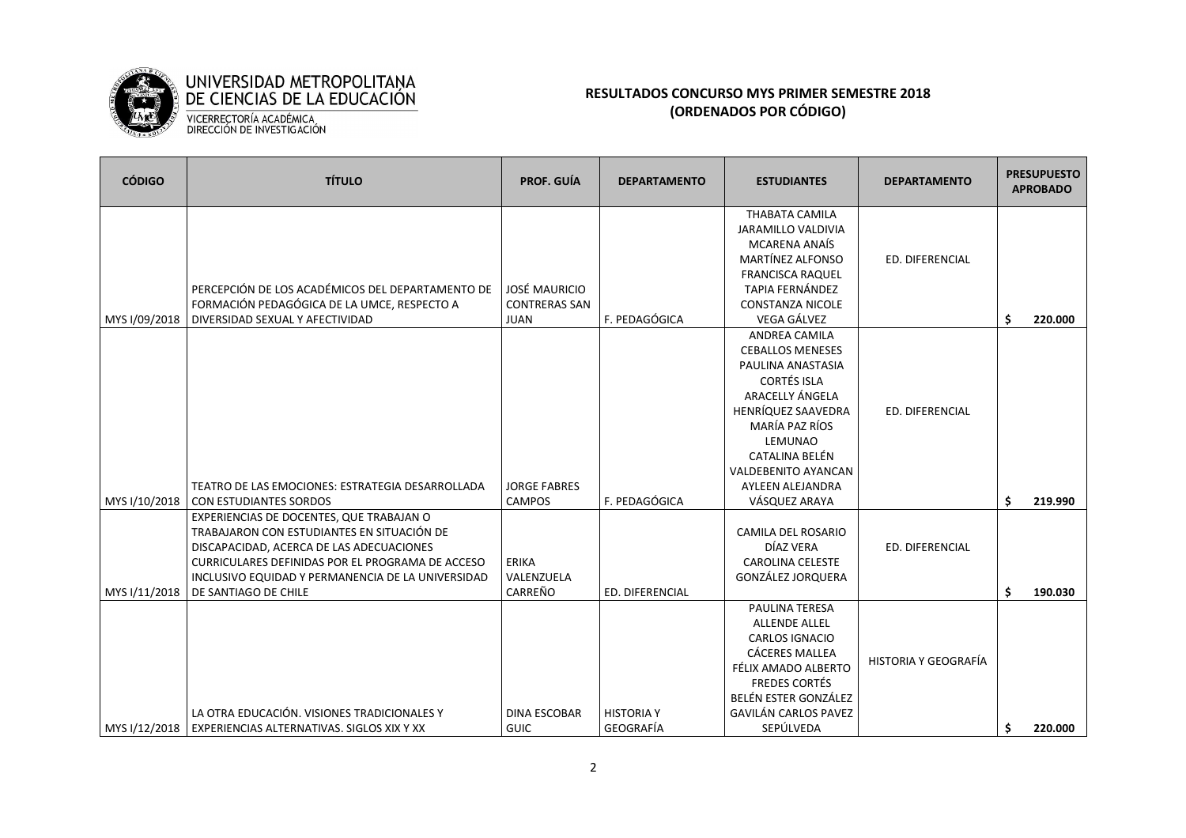UNIVERSIDAD METROPOLITANA DE CIENCIAS DE LA EDUCACIÓN
VICERRECTORÍA ACADÉMICA
DIRECCIÓN DE INVESTIGACIÓN

## RESULTADOS CONCURSO MYS PRIMER SEMESTRE 2018 (ORDENADOS POR CÓDIGO)

| CÓDIGO | TÍTULO | PROF. GUÍA | DEPARTAMENTO | ESTUDIANTES | DEPARTAMENTO | PRESUPUESTO APROBADO |
|---|---|---|---|---|---|---|
| MYS I/09/2018 | PERCEPCIÓN DE LOS ACADÉMICOS DEL DEPARTAMENTO DE FORMACIÓN PEDAGÓGICA DE LA UMCE, RESPECTO A DIVERSIDAD SEXUAL Y AFECTIVIDAD | JOSÉ MAURICIO CONTRERAS SAN JUAN | F. PEDAGÓGICA | THABATA CAMILA JARAMILLO VALDIVIA<br>MCARENA ANAÍS MARTÍNEZ ALFONSO<br>FRANCISCA RAQUEL TAPIA FERNÁNDEZ<br>CONSTANZA NICOLE VEGA GÁLVEZ | ED. DIFERENCIAL | $ 220.000 |
| MYS I/10/2018 | TEATRO DE LAS EMOCIONES: ESTRATEGIA DESARROLLADA CON ESTUDIANTES SORDOS | JORGE FABRES CAMPOS | F. PEDAGÓGICA | ANDREA CAMILA CEBALLOS MENESES<br>PAULINA ANASTASIA CORTÉS ISLA<br>ARACELLY ÁNGELA HENRÍQUEZ SAAVEDRA<br>MARÍA PAZ RÍOS LEMUNAO<br>CATALINA BELÉN VALDEBENITO AYANCAN<br>AYLEEN ALEJANDRA VÁSQUEZ ARAYA | ED. DIFERENCIAL | $ 219.990 |
| MYS I/11/2018 | EXPERIENCIAS DE DOCENTES, QUE TRABAJAN O TRABAJARON CON ESTUDIANTES EN SITUACIÓN DE DISCAPACIDAD, ACERCA DE LAS ADECUACIONES CURRICULARES DEFINIDAS POR EL PROGRAMA DE ACCESO INCLUSIVO EQUIDAD Y PERMANENCIA DE LA UNIVERSIDAD DE SANTIAGO DE CHILE | ERIKA VALENZUELA CARREÑO | ED. DIFERENCIAL | CAMILA DEL ROSARIO DÍAZ VERA<br>CAROLINA CELESTE GONZÁLEZ JORQUERA | ED. DIFERENCIAL | $ 190.030 |
| MYS I/12/2018 | LA OTRA EDUCACIÓN. VISIONES TRADICIONALES Y EXPERIENCIAS ALTERNATIVAS. SIGLOS XIX Y XX | DINA ESCOBAR GUIC | HISTORIA Y GEOGRAFÍA | PAULINA TERESA ALLENDE ALLEL<br>CARLOS IGNACIO CÁCERES MALLEA<br>FÉLIX AMADO ALBERTO FREDES CORTÉS<br>BELÉN ESTER GONZÁLEZ GAVILÁN CARLOS PAVEZ SEPÚLVEDA | HISTORIA Y GEOGRAFÍA | $ 220.000 |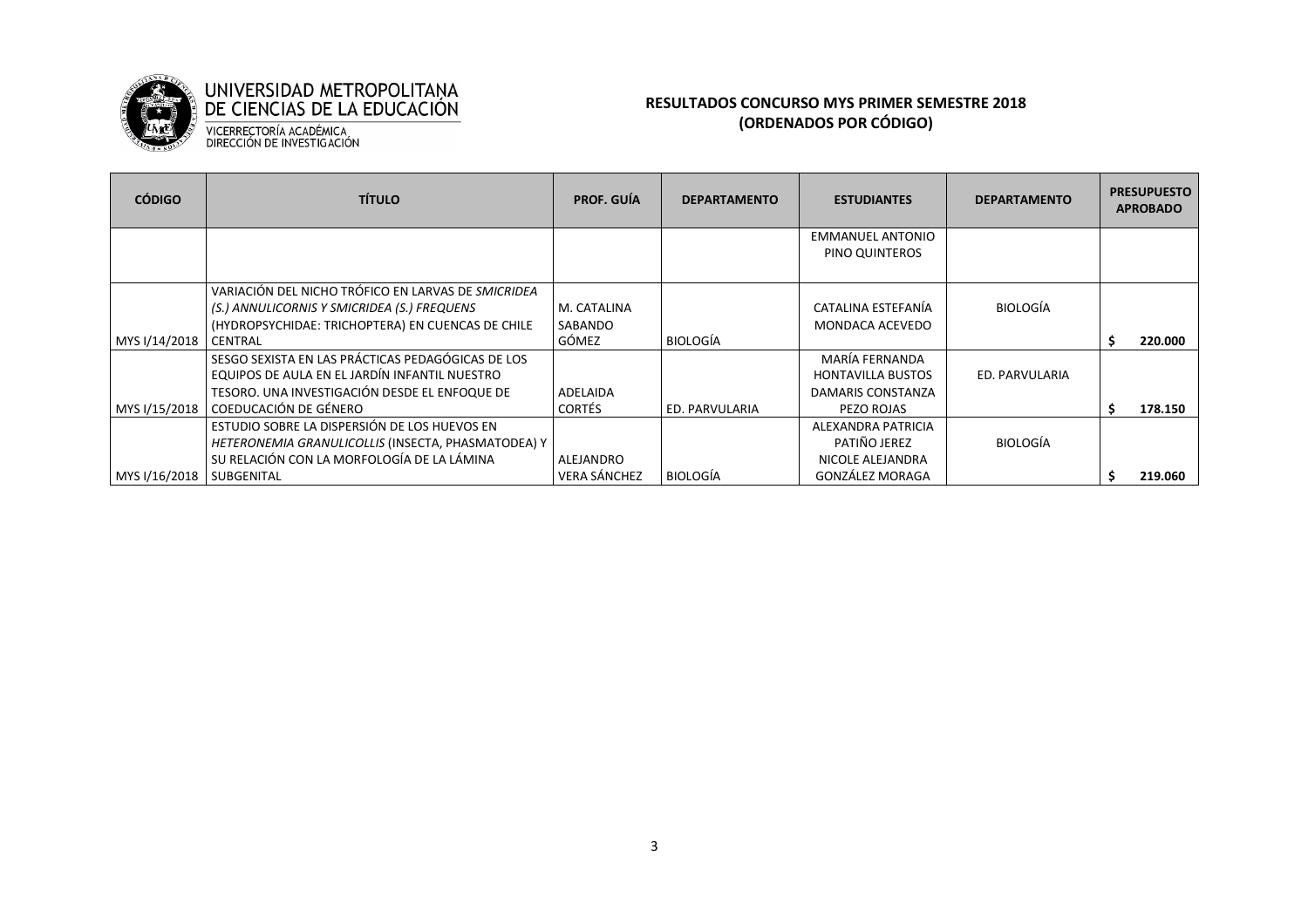UNIVERSIDAD METROPOLITANA DE CIENCIAS DE LA EDUCACIÓN

VICERRECTORÍA ACADÉMICA
DIRECCIÓN DE INVESTIGACIÓN

**RESULTADOS CONCURSO MYS PRIMER SEMESTRE 2018
(ORDENADOS POR CÓDIGO)**

| CÓDIGO | TÍTULO | PROF. GUÍA | DEPARTAMENTO | ESTUDIANTES | DEPARTAMENTO | PRESUPUESTO APROBADO |
|---|---|---|---|---|---|---|
| | | | | EMMANUEL ANTONIO PINO QUINTEROS | | |
| MYS I/14/2018 | VARIACIÓN DEL NICHO TRÓFICO EN LARVAS DE *SMICRIDEA (S.) ANNULICORNIS Y SMICRIDEA (S.) FREQUENS* (HYDROPSYCHIDAE: TRICHOPTERA) EN CUENCAS DE CHILE CENTRAL | M. CATALINA SABANDO GÓMEZ | BIOLOGÍA | CATALINA ESTEFANÍA MONDACA ACEVEDO | BIOLOGÍA | $ 220.000 |
| MYS I/15/2018 | SESGO SEXISTA EN LAS PRÁCTICAS PEDAGÓGICAS DE LOS EQUIPOS DE AULA EN EL JARDÍN INFANTIL NUESTRO TESORO. UNA INVESTIGACIÓN DESDE EL ENFOQUE DE COEDUCACIÓN DE GÉNERO | ADELAIDA CORTÉS | ED. PARVULARIA | MARÍA FERNANDA HONTAVILLA BUSTOS DAMARIS CONSTANZA PEZO ROJAS | ED. PARVULARIA | $ 178.150 |
| MYS I/16/2018 | ESTUDIO SOBRE LA DISPERSIÓN DE LOS HUEVOS EN *HETERONEMIA GRANULICOLLIS* (INSECTA, PHASMATODEA) Y SU RELACIÓN CON LA MORFOLOGÍA DE LA LÁMINA SUBGENITAL | ALEJANDRO VERA SÁNCHEZ | BIOLOGÍA | ALEXANDRA PATRICIA PATIÑO JEREZ NICOLE ALEJANDRA GONZÁLEZ MORAGA | BIOLOGÍA | $ 219.060 |